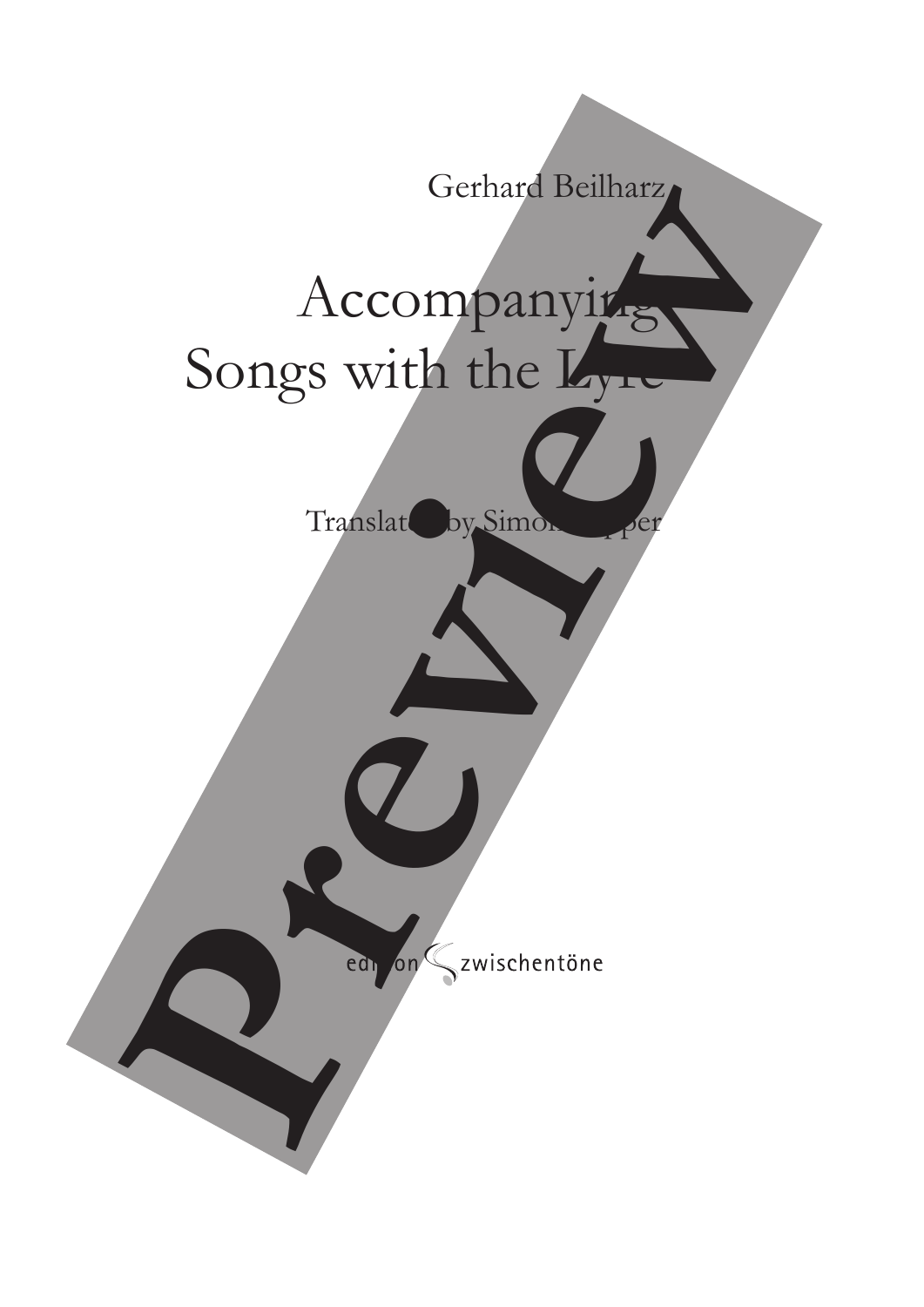Gerhard Beilharz

# Accompanying Songs with the Lyre

Translated by Simon Lepper

edition zwischentöne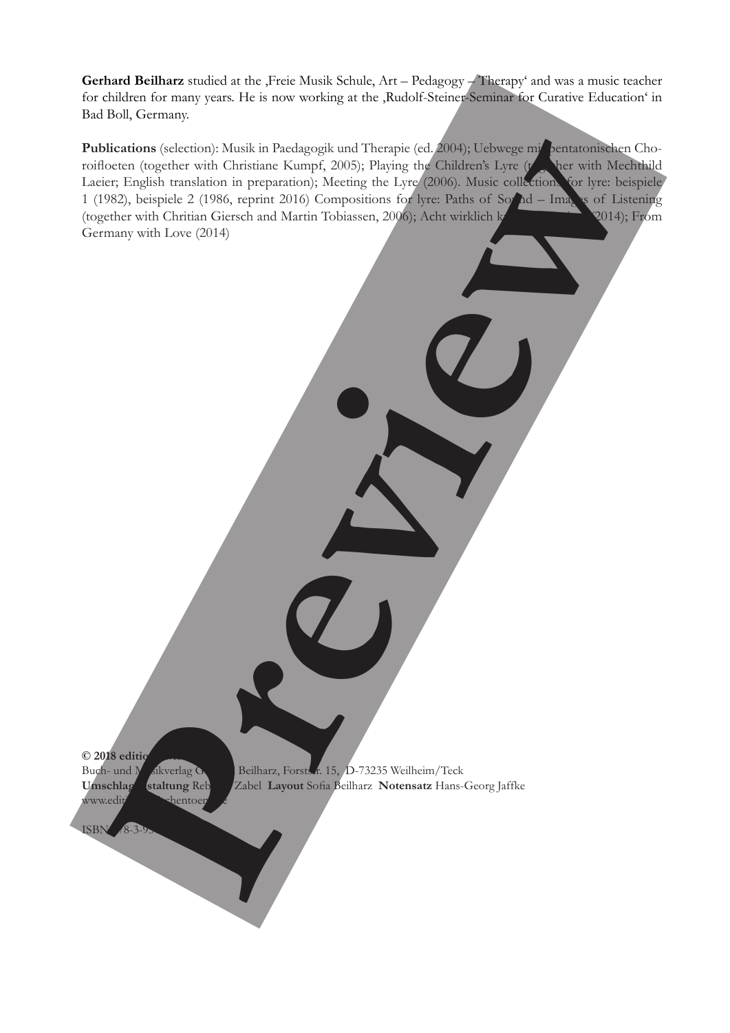**Gerhard Beilharz** studied at the ‚Freie Musik Schule, Art – Pedagogy – Therapy' and was a music teacher for children for many years. He is now working at the ‚Rudolf-Steiner-Seminar for Curative Education' in Bad Boll, Germany.

**Publications** (selection): Musik in Paedagogik und Therapie (ed. 2004); Uebwege mi pentatonischen Choroifloeten (together with Christiane Kumpf, 2005); Playing the Children's Lyre (t gether with Mechthild Laeier; English translation in preparation); Meeting the Lyre (2006). Music collections for lyre: beispiele 1 (1982), beispiele 2 (1986, reprint 2016) Compositions for lyre: Paths of So nd – Ima s of Listening (together with Chritian Giersch and Martin Tobiassen, 2006); Acht wirklich k (2014); From Germany with Love (2014)

**© 2018 editio**
Buch- und M sikverlag G Beilharz, Forstst r. 15, D-73235 Weilheim/Teck
**Umschlag staltung** Reb Zabel **Layout** Sofia Beilharz **Notensatz** Hans-Georg Jaffke
www.edit chentoen e

ISBN 78-3-9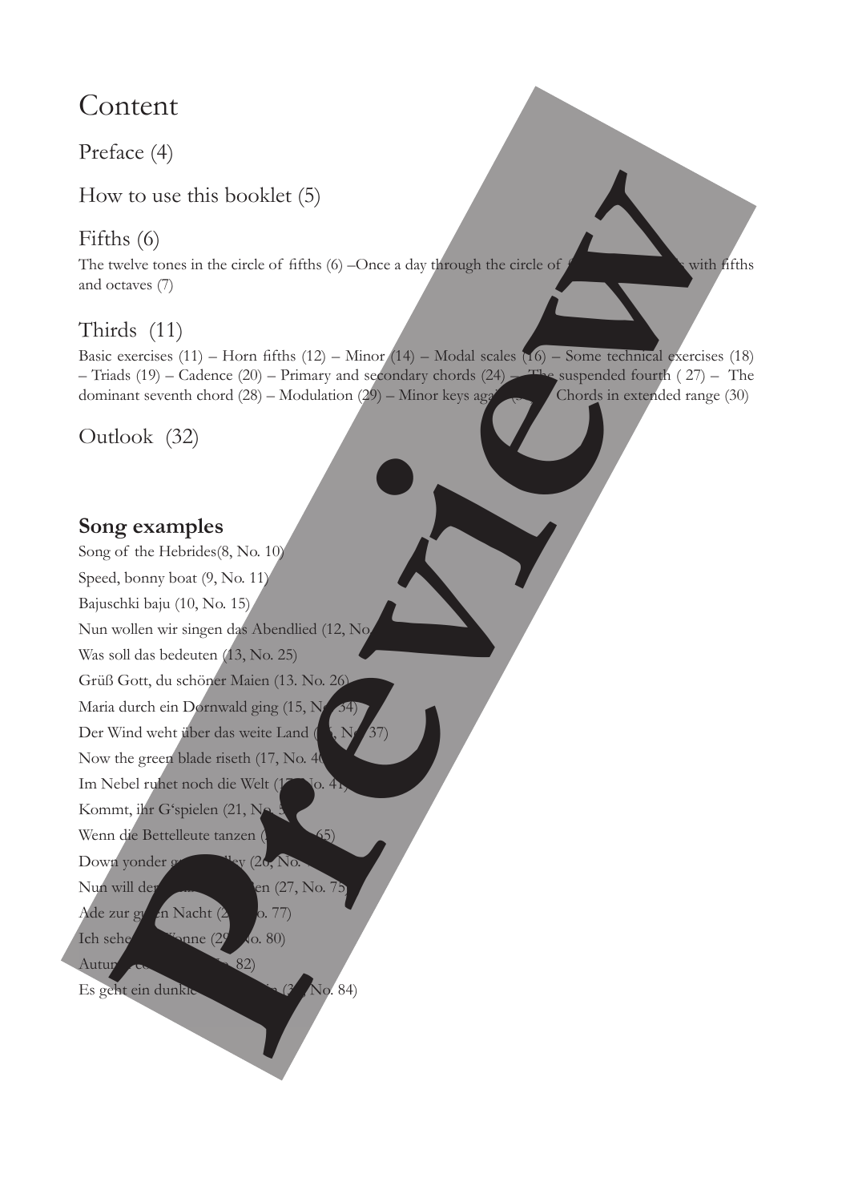# Content

## Preface (4)

## How to use this booklet (5)

## Fifths (6)

The twelve tones in the circle of fifths (6) –Once a day through the circle of with fifths and octaves (7)

## Thirds (11)

Basic exercises (11) – Horn fifths (12) – Minor (14) – Modal scales (16) – Some technical exercises (18) – Triads (19) – Cadence (20) – Primary and secondary chords (24) – The suspended fourth ( 27) – The dominant seventh chord (28) – Modulation (29) – Minor keys aga Chords in extended range (30)

## Outlook (32)

### **Song examples**

Song of the Hebrides(8, No. 10)

Speed, bonny boat (9, No. 11)

Bajuschki baju (10, No. 15)

Nun wollen wir singen das Abendlied (12, No

Was soll das bedeuten (13, No. 25)

Grüß Gott, du schöner Maien (13. No. 26)

Maria durch ein Dornwald ging (15, N 34)

Der Wind weht über das weite Land ( , N 37)

Now the green blade riseth (17, No. 4

Im Nebel ruhet noch die Welt (1 o. 41)

Kommt, ihr G'spielen (21, N

Wenn die Bettelleute tanzen ( 65)

Down yonder g lley (26, No.

Nun will der en (27, No. 75)

Ade zur g n Nacht (2 o. 77)

Ich sehe onne (2 o. 80)

Autum 82)

Es geht ein dunkle (3 No. 84)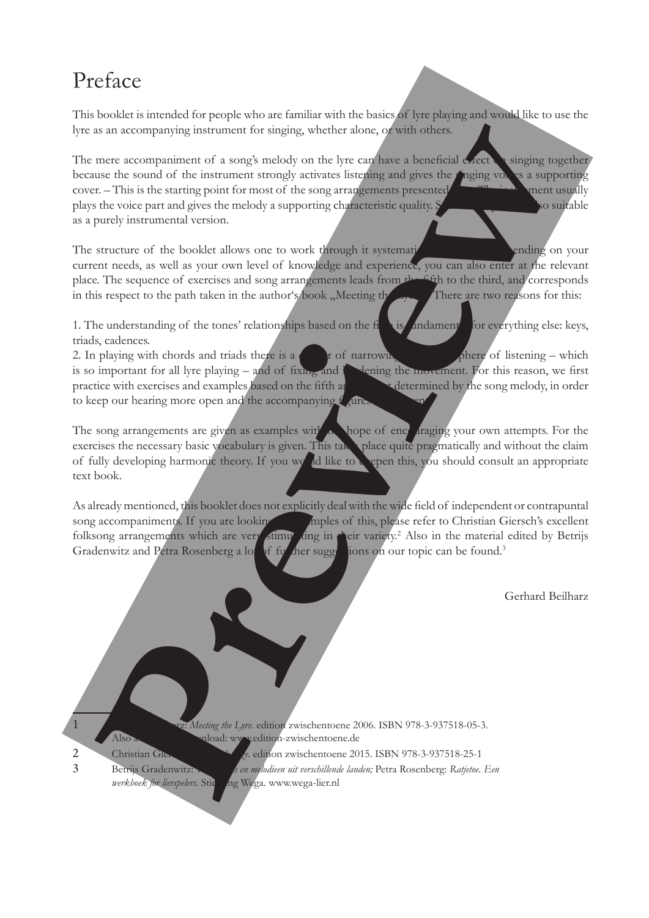# Preface

This booklet is intended for people who are familiar with the basics of lyre playing and would like to use the lyre as an accompanying instrument for singing, whether alone, or with others.

The mere accompaniment of a song's melody on the lyre can have a beneficial effect on singing together because the sound of the instrument strongly activates listening and gives the singing voices a supporting cover. – This is the starting point for most of the song arrangements presented here. The instrument usually plays the voice part and gives the melody a supporting characteristic quality. S... also suitable as a purely instrumental version.

The structure of the booklet allows one to work through it systemati... ...ending on your current needs, as well as your own level of knowledge and experience, you can also enter at the relevant place. The sequence of exercises and song arrangements leads from the fifth to the third, and corresponds in this respect to the path taken in the author's book „Meeting the Lyre"[1]. There are two reasons for this:

1. The understanding of the tones' relationships based on the fifth is fundamental for everything else: keys, triads, cadences.
2. In playing with chords and triads there is a danger of narrowing the atmosphere of listening – which is so important for all lyre playing – and of fixing and hardening the movement. For this reason, we first practice with exercises and examples based on the fifth and ...t determined by the song melody, in order to keep our hearing more open and the accompanying figures ...

The song arrangements are given as examples with the hope of encouraging your own attempts. For the exercises the necessary basic vocabulary is given. This takes place quite pragmatically and without the claim of fully developing harmonic theory. If you would like to deepen this, you should consult an appropriate text book.

As already mentioned, this booklet does not explicitly deal with the wide field of independent or contrapuntal song accompaniments. If you are looking for examples of this, please refer to Christian Giersch's excellent folksong arrangements which are very stimulating in their variety.[2] Also in the material edited by Betrijs Gradenwitz and Petra Rosenberg a lot of further suggestions on our topic can be found.[3]

Gerhard Beilharz

---

1. ...arz: *Meeting the Lyre*. edition zwischentoene 2006. ISBN 978-3-937518-05-3. Also a... ...nload: www.edition-zwischentoene.de
2. Christian Gie... ...*e*. edition zwischentoene 2015. ISBN 978-3-937518-25-1
3. Betrijs Gradenwitz: ...*s en melodieen uit verschillende landen;* Petra Rosenberg: *Ratjetoe. Een werkboek for lierspelers*. Stic...ng Wega. www.wega-lier.nl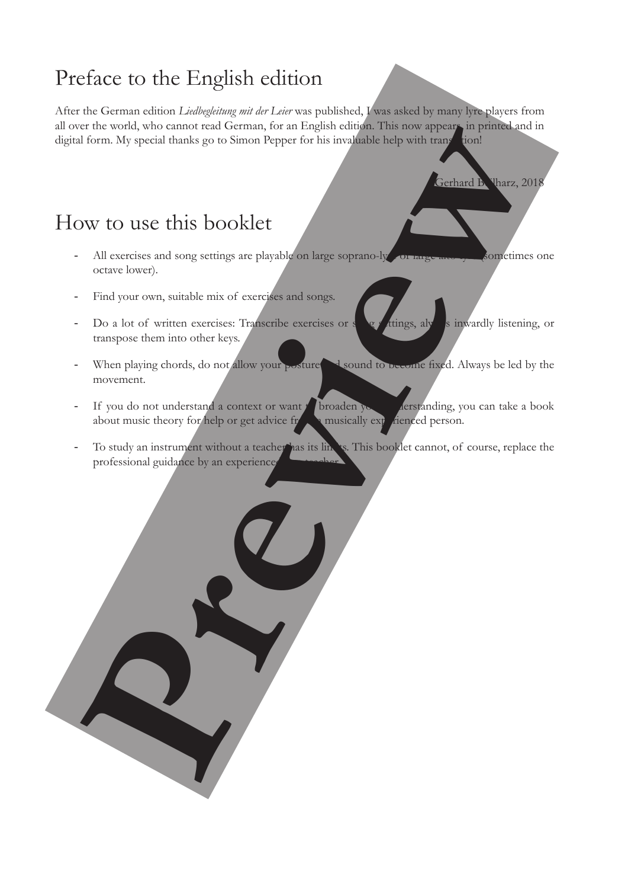# Preface to the English edition

After the German edition *Liedbegleitung mit der Leier* was published, I was asked by many lyre players from all over the world, who cannot read German, for an English edition. This now appears in printed and in digital form. My special thanks go to Simon Pepper for his invaluable help with translation!

Gerhard Beilharz, 2018

# How to use this booklet

- All exercises and song settings are playable on large soprano-lyre or large alto-lyre (sometimes one octave lower).
- Find your own, suitable mix of exercises and songs.
- Do a lot of written exercises: Transcribe exercises or song settings, always inwardly listening, or transpose them into other keys.
- When playing chords, do not allow your posture and sound to become fixed. Always be led by the movement.
- If you do not understand a context or want to broaden your understanding, you can take a book about music theory for help or get advice from a musically experienced person.
- To study an instrument without a teacher has its limits. This booklet cannot, of course, replace the professional guidance by an experienced lyre teacher.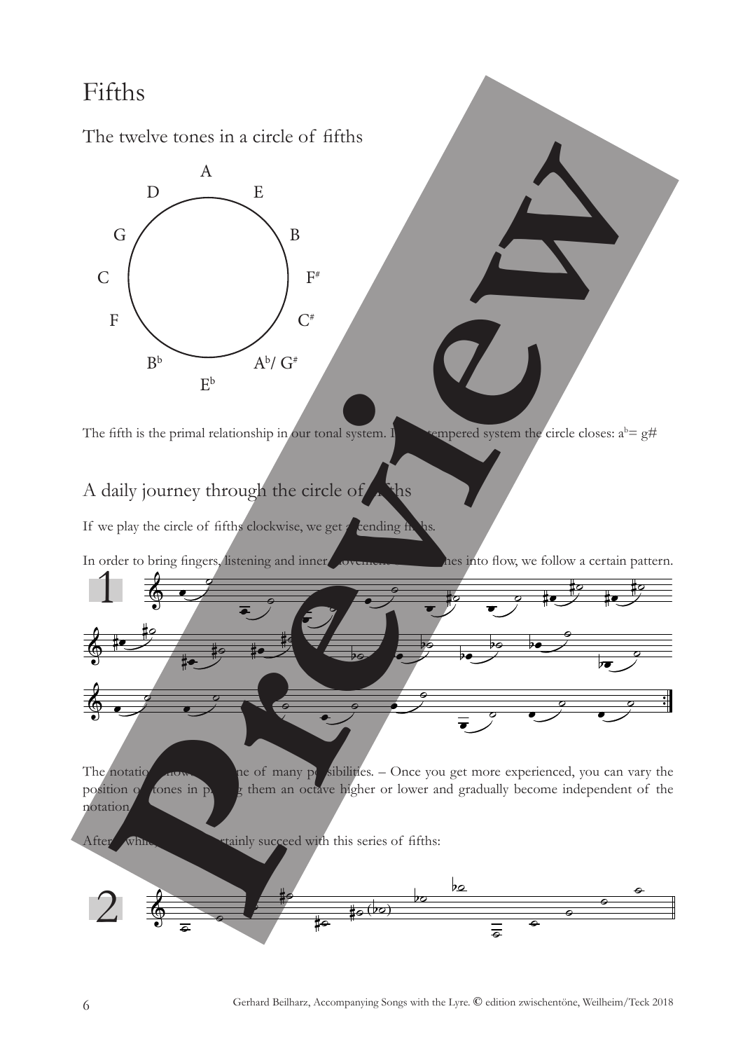# Fifths

## The twelve tones in a circle of fifths

A, E, B, F#, C#, Ab/ G#, Eb, Bb, F, C, G, D

The fifth is the primal relationship in our tonal system. In the tempered system the circle closes: $a^b$= g#

## A daily journey through the circle of fifths

If we play the circle of fifths clockwise, we get ascending fifths.

In order to bring fingers, listening and inner movement of the tones into flow, we follow a certain pattern.

1

The notation shows one of many possibilities. – Once you get more experienced, you can vary the position of tones in playing them an octave higher or lower and gradually become independent of the notation.

After a while, you will certainly succeed with this series of fifths:

2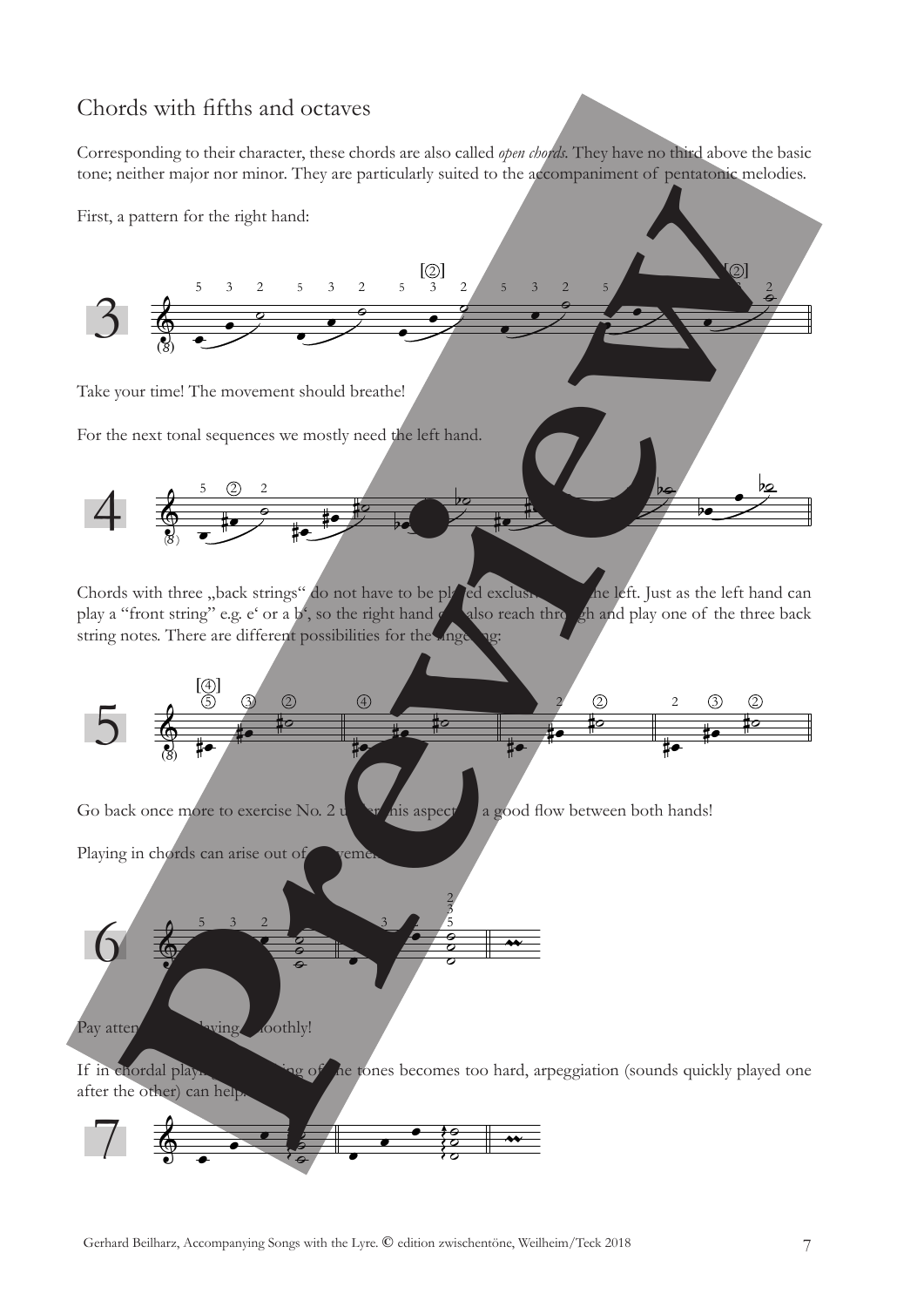## Chords with fifths and octaves

Corresponding to their character, these chords are also called *open chords*. They have no third above the basic tone; neither major nor minor. They are particularly suited to the accompaniment of pentatonic melodies.

First, a pattern for the right hand:

Take your time! The movement should breathe!

For the next tonal sequences we mostly need the left hand.

Chords with three „back strings“ do not have to be played exclusively by the left. Just as the left hand can play a “front string” e.g. e‘ or a b‘, so the right hand can also reach through and play one of the three back string notes. There are different possibilities for the fingering:

Go back once more to exercise No. 2 under this aspect: a good flow between both hands!

Playing in chords can arise out of movement:

Pay attention to playing smoothly!

If in chordal playing the sounding of the tones becomes too hard, arpeggiation (sounds quickly played one after the other) can help.

Gerhard Beilharz, Accompanying Songs with the Lyre. © edition zwischentöne, Weilheim/Teck 2018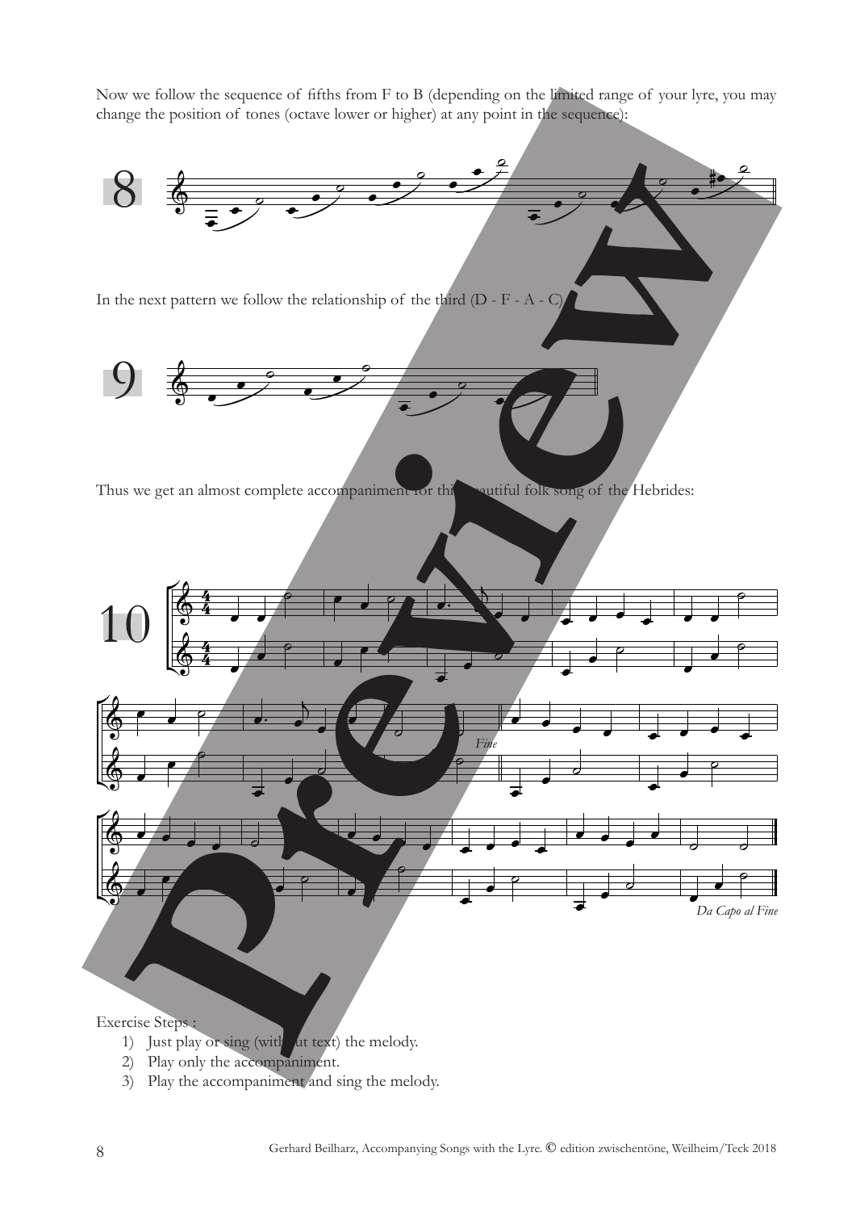Now we follow the sequence of fifths from F to B (depending on the limited range of your lyre, you may change the position of tones (octave lower or higher) at any point in the sequence):

8

In the next pattern we follow the relationship of the third (D - F - A - C)

9

Thus we get an almost complete accompaniment for this beautiful folk song of the Hebrides:

10

*Fine*

*Da Capo al Fine*

Exercise Steps :

1) Just play or sing (without text) the melody.
2) Play only the accompaniment.
3) Play the accompaniment and sing the melody.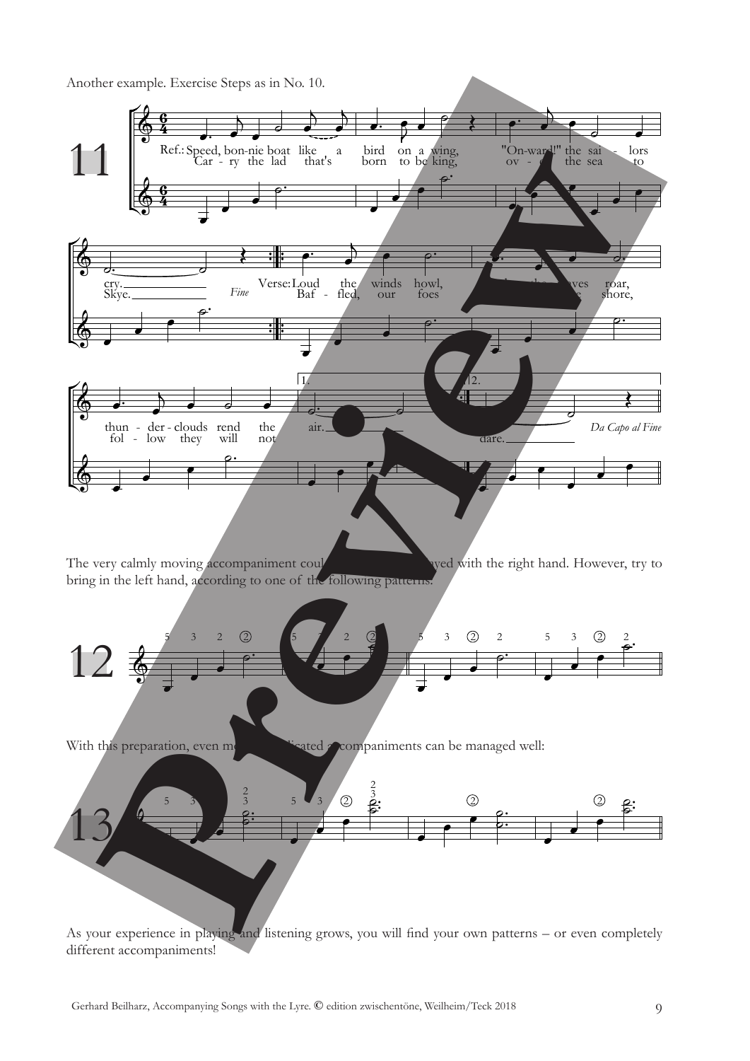Another example. Exercise Steps as in No. 10.

The very calmly moving accompaniment could be played with the right hand. However, try to bring in the left hand, according to one of the following patterns:

With this preparation, even more complicated accompaniments can be managed well:

As your experience in playing and listening grows, you will find your own patterns – or even completely different accompaniments!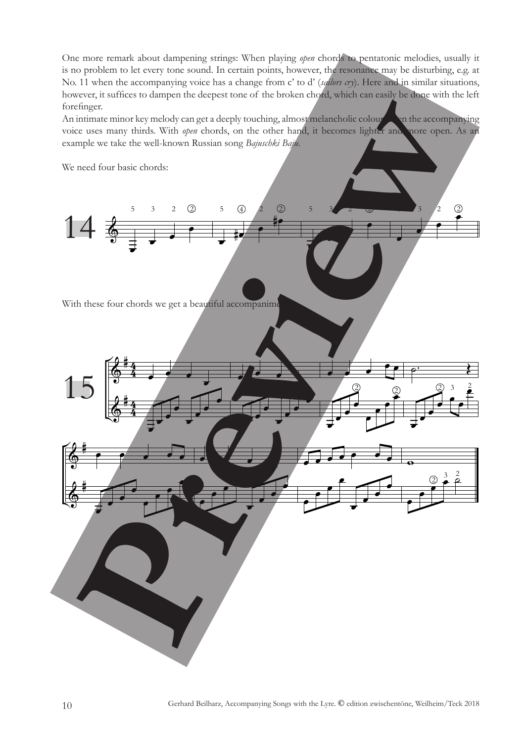One more remark about dampening strings: When playing *open* chords to pentatonic melodies, usually it is no problem to let every tone sound. In certain points, however, the resonance may be disturbing, e.g. at No. 11 when the accompanying voice has a change from c' to d' (*sailors cry*). Here and in similar situations, however, it suffices to dampen the deepest tone of the broken chord, which can easily be done with the left forefinger.

An intimate minor key melody can get a deeply touching, almost melancholic colour when the accompanying voice uses many thirds. With *open* chords, on the other hand, it becomes lighter and more open. As an example we take the well-known Russian song *Bajuschki Baju*.

We need four basic chords:

14

With these four chords we get a beautiful accompaniment:

15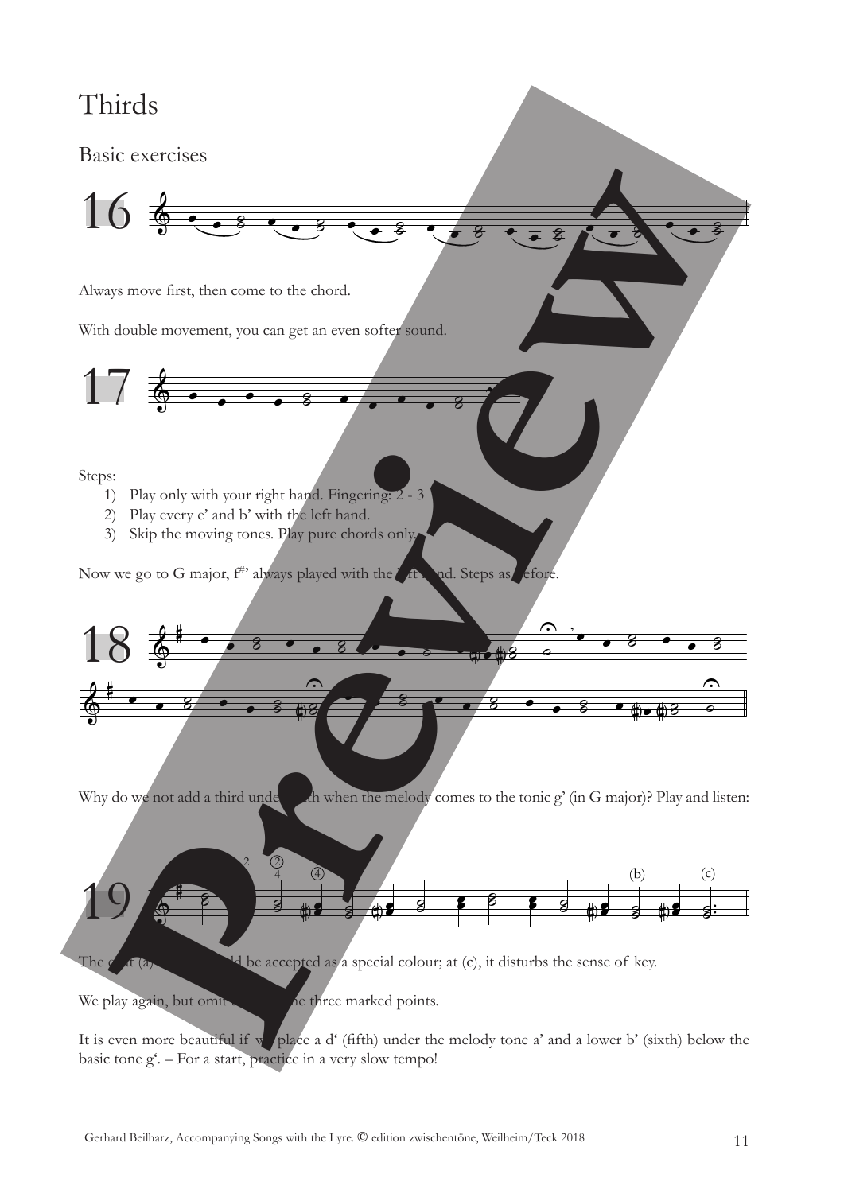# Thirds

## Basic exercises

16

Always move first, then come to the chord.

With double movement, you can get an even softer sound.

17

Steps:

1) Play only with your right hand. Fingering: 2 - 3
2) Play every e' and b' with the left hand.
3) Skip the moving tones. Play pure chords only.

Now we go to G major, f#'' always played with the left hand. Steps as before.

18

Why do we not add a third underneath when the melody comes to the tonic g' (in G major)? Play and listen:

19

The third (a) ... could be accepted as a special colour; at (c), it disturbs the sense of key.

We play again, but omit ... the three marked points.

It is even more beautiful if we place a d' (fifth) under the melody tone a' and a lower b' (sixth) below the basic tone g'. – For a start, practice in a very slow tempo!

Gerhard Beilharz, Accompanying Songs with the Lyre. © edition zwischentöne, Weilheim/Teck 2018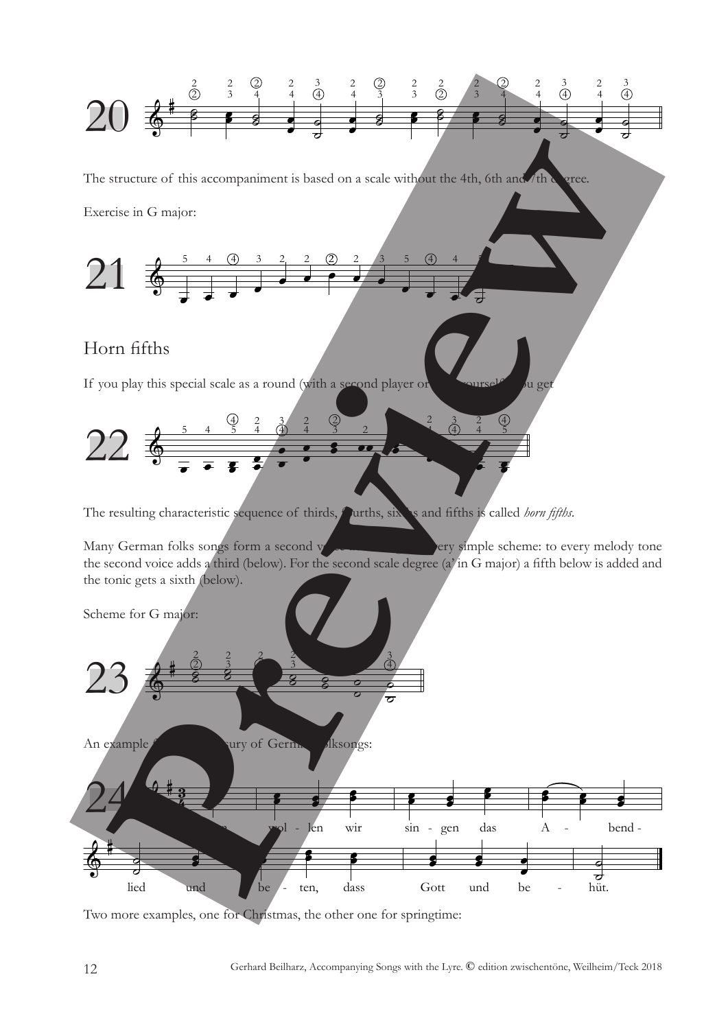The structure of this accompaniment is based on a scale without the 4th, 6th and 7th degree.

Exercise in G major:

## Horn fifths

If you play this special scale as a round (with a second player or yourself) you get

The resulting characteristic sequence of thirds, fourths, sixths and fifths is called *horn fifths*.

Many German folks songs form a second voice according to a very simple scheme: to every melody tone the second voice adds a third (below). For the second scale degree (a' in G major) a fifth below is added and the tonic gets a sixth (below).

Scheme for G major:

An example from the treasury of German folksongs:

Two more examples, one for Christmas, the other one for springtime:

Gerhard Beilharz, Accompanying Songs with the Lyre. © edition zwischentöne, Weilheim/Teck 2018